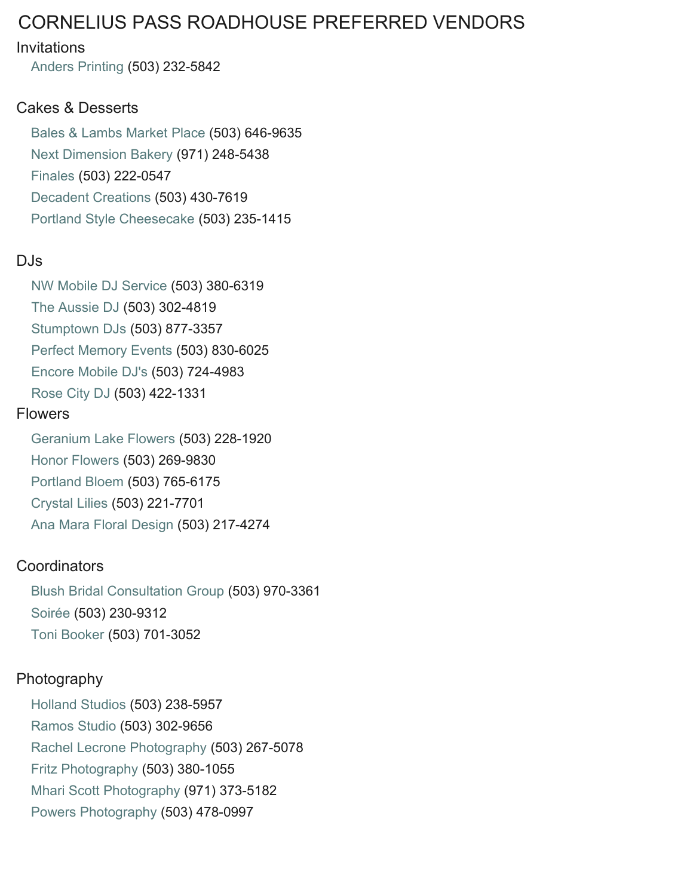# CORNELIUS PASS ROADHOUSE PREFERRED VENDORS

## Invitations

- Anders Printing (503) 232-5842

## Cakes & Desserts

- Bales & Lambs Market Place (503) 646-9635
- Next Dimension Bakery (971) 248-5438
- Finales (503) 222-0547
- Decadent Creations (503) 430-7619
- Portland Style Cheesecake (503) 235-1415

## DJs

- NW Mobile DJ Service (503) 380-6319
- The Aussie DJ (503) 302-4819
- Stumptown DJs (503) 877-3357
- Perfect Memory Events (503) 830-6025
- Encore Mobile DJ's (503) 724-4983
- Rose City DJ (503) 422-1331

## Flowers

- Geranium Lake Flowers (503) 228-1920
- Honor Flowers (503) 269-9830
- Portland Bloem (503) 765-6175
- Crystal Lilies (503) 221-7701
- Ana Mara Floral Design (503) 217-4274

## Coordinators

- Blush Bridal Consultation Group (503) 970-3361
- Soirée (503) 230-9312
- Toni Booker (503) 701-3052

## Photography

- Holland Studios (503) 238-5957
- Ramos Studio (503) 302-9656
- Rachel Lecrone Photography (503) 267-5078
- Fritz Photography (503) 380-1055
- Mhari Scott Photography (971) 373-5182
- Powers Photography (503) 478-0997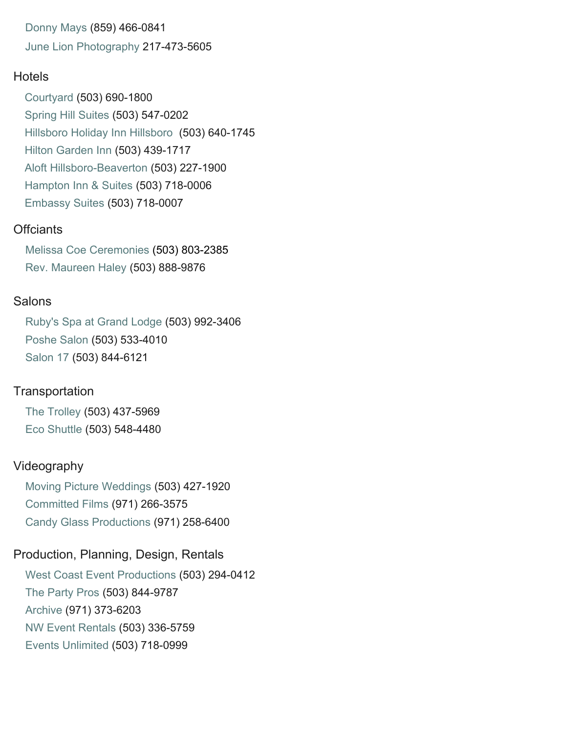Donny Mays (859) 466-0841

June Lion Photography 217-473-5605

## Hotels

Courtyard (503) 690-1800

Spring Hill Suites (503) 547-0202

Hillsboro Holiday Inn Hillsboro  (503) 640-1745

Hilton Garden Inn (503) 439-1717

Aloft Hillsboro-Beaverton (503) 227-1900

Hampton Inn & Suites (503) 718-0006

Embassy Suites (503) 718-0007

## Offciants

Melissa Coe Ceremonies (503) 803-2385

Rev. Maureen Haley (503) 888-9876

## Salons

Ruby's Spa at Grand Lodge (503) 992-3406

Poshe Salon (503) 533-4010

Salon 17 (503) 844-6121

## Transportation

The Trolley (503) 437-5969

Eco Shuttle (503) 548-4480

## Videography

Moving Picture Weddings (503) 427-1920

Committed Films (971) 266-3575

Candy Glass Productions (971) 258-6400

## Production, Planning, Design, Rentals

West Coast Event Productions (503) 294-0412

The Party Pros (503) 844-9787

Archive (971) 373-6203

NW Event Rentals (503) 336-5759

Events Unlimited (503) 718-0999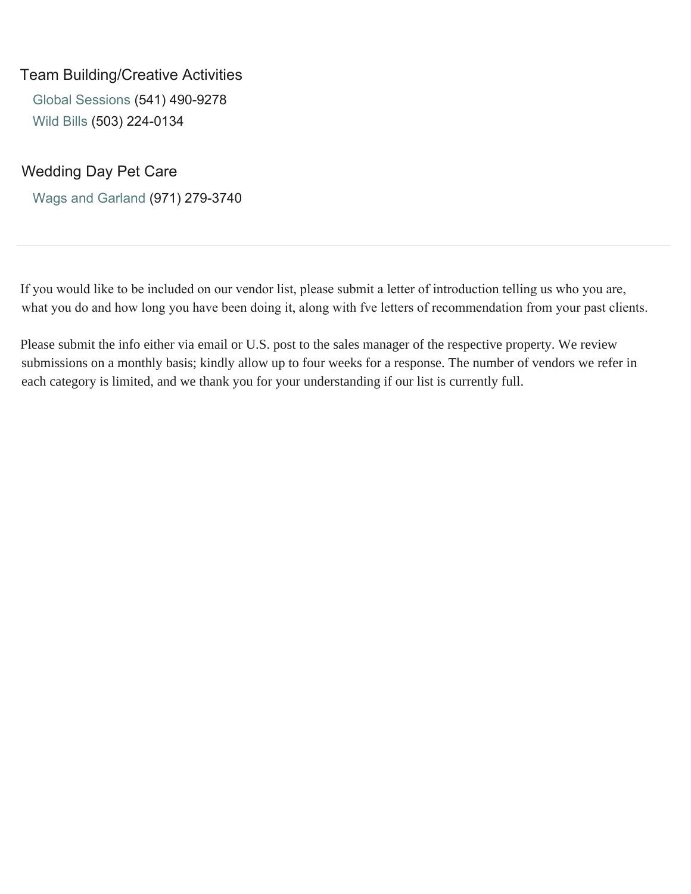## Team Building/Creative Activities

Global Sessions (541) 490-9278

Wild Bills (503) 224-0134

## Wedding Day Pet Care

Wags and Garland (971) 279-3740

---

If you would like to be included on our vendor list, please submit a letter of introduction telling us who you are, what you do and how long you have been doing it, along with fve letters of recommendation from your past clients.

Please submit the info either via email or U.S. post to the sales manager of the respective property. We review submissions on a monthly basis; kindly allow up to four weeks for a response. The number of vendors we refer in each category is limited, and we thank you for your understanding if our list is currently full.